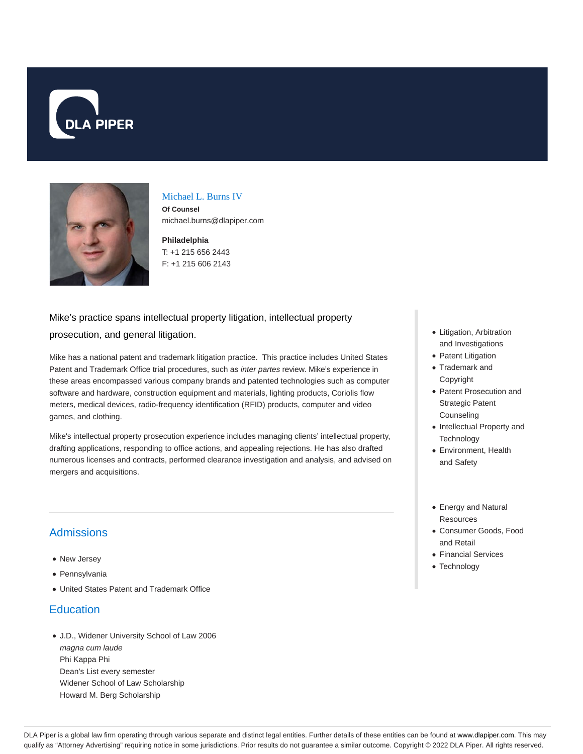DLA PIPER

## Michael L. Burns IV

**Of Counsel**
michael.burns@dlapiper.com

**Philadelphia**
T: +1 215 656 2443
F: +1 215 606 2143

Mike's practice spans intellectual property litigation, intellectual property prosecution, and general litigation.

Mike has a national patent and trademark litigation practice. This practice includes United States Patent and Trademark Office trial procedures, such as *inter partes* review. Mike's experience in these areas encompassed various company brands and patented technologies such as computer software and hardware, construction equipment and materials, lighting products, Coriolis flow meters, medical devices, radio-frequency identification (RFID) products, computer and video games, and clothing.

Mike's intellectual property prosecution experience includes managing clients' intellectual property, drafting applications, responding to office actions, and appealing rejections. He has also drafted numerous licenses and contracts, performed clearance investigation and analysis, and advised on mergers and acquisitions.

- Litigation, Arbitration and Investigations
- Patent Litigation
- Trademark and Copyright
- Patent Prosecution and Strategic Patent Counseling
- Intellectual Property and Technology
- Environment, Health and Safety

- Energy and Natural Resources
- Consumer Goods, Food and Retail
- Financial Services
- Technology

## Admissions

- New Jersey
- Pennsylvania
- United States Patent and Trademark Office

## Education

- J.D., Widener University School of Law 2006
  *magna cum laude*
  Phi Kappa Phi
  Dean's List every semester
  Widener School of Law Scholarship
  Howard M. Berg Scholarship

DLA Piper is a global law firm operating through various separate and distinct legal entities. Further details of these entities can be found at www.dlapiper.com. This may qualify as "Attorney Advertising" requiring notice in some jurisdictions. Prior results do not guarantee a similar outcome. Copyright © 2022 DLA Piper. All rights reserved.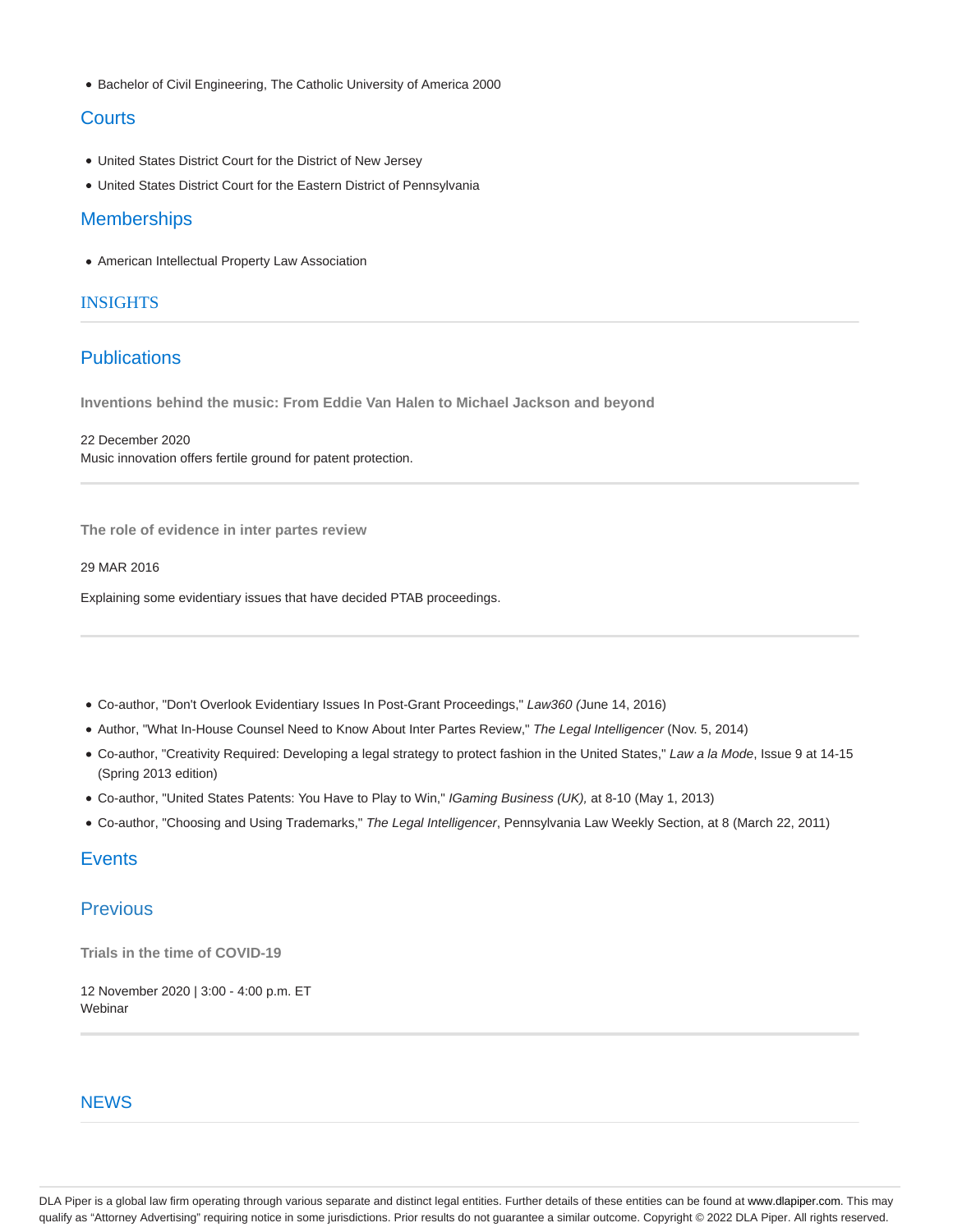- Bachelor of Civil Engineering, The Catholic University of America 2000

## Courts

- United States District Court for the District of New Jersey
- United States District Court for the Eastern District of Pennsylvania

## Memberships

- American Intellectual Property Law Association

## INSIGHTS

## Publications

**Inventions behind the music: From Eddie Van Halen to Michael Jackson and beyond**

22 December 2020
Music innovation offers fertile ground for patent protection.

**The role of evidence in inter partes review**

29 MAR 2016

Explaining some evidentiary issues that have decided PTAB proceedings.

- Co-author, "Don't Overlook Evidentiary Issues In Post-Grant Proceedings," *Law360 (*June 14, 2016)
- Author, "What In-House Counsel Need to Know About Inter Partes Review," *The Legal Intelligencer* (Nov. 5, 2014)
- Co-author, "Creativity Required: Developing a legal strategy to protect fashion in the United States," *Law a la Mode*, Issue 9 at 14-15 (Spring 2013 edition)
- Co-author, "United States Patents: You Have to Play to Win," *IGaming Business (UK),* at 8-10 (May 1, 2013)
- Co-author, "Choosing and Using Trademarks," *The Legal Intelligencer*, Pennsylvania Law Weekly Section, at 8 (March 22, 2011)

## Events

## Previous

**Trials in the time of COVID-19**

12 November 2020 | 3:00 - 4:00 p.m. ET
Webinar

## NEWS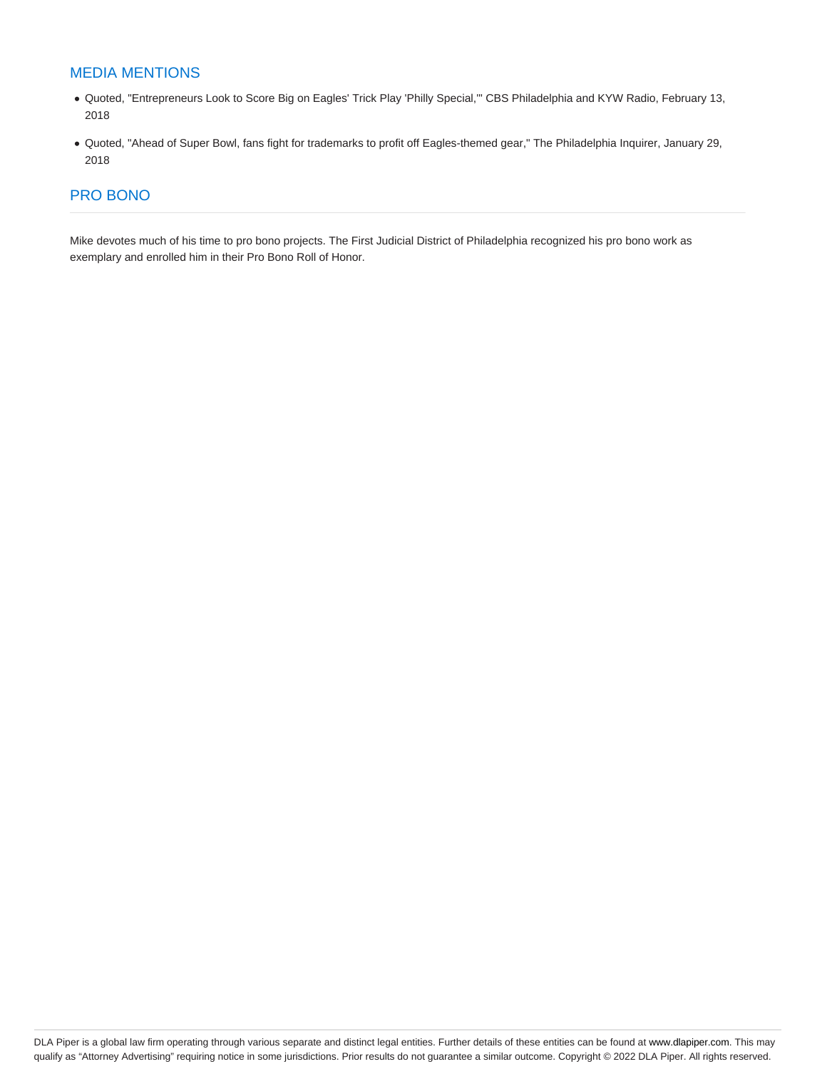## MEDIA MENTIONS

- Quoted, "Entrepreneurs Look to Score Big on Eagles' Trick Play 'Philly Special,'" CBS Philadelphia and KYW Radio, February 13, 2018
- Quoted, "Ahead of Super Bowl, fans fight for trademarks to profit off Eagles-themed gear," The Philadelphia Inquirer, January 29, 2018

## PRO BONO

Mike devotes much of his time to pro bono projects. The First Judicial District of Philadelphia recognized his pro bono work as exemplary and enrolled him in their Pro Bono Roll of Honor.